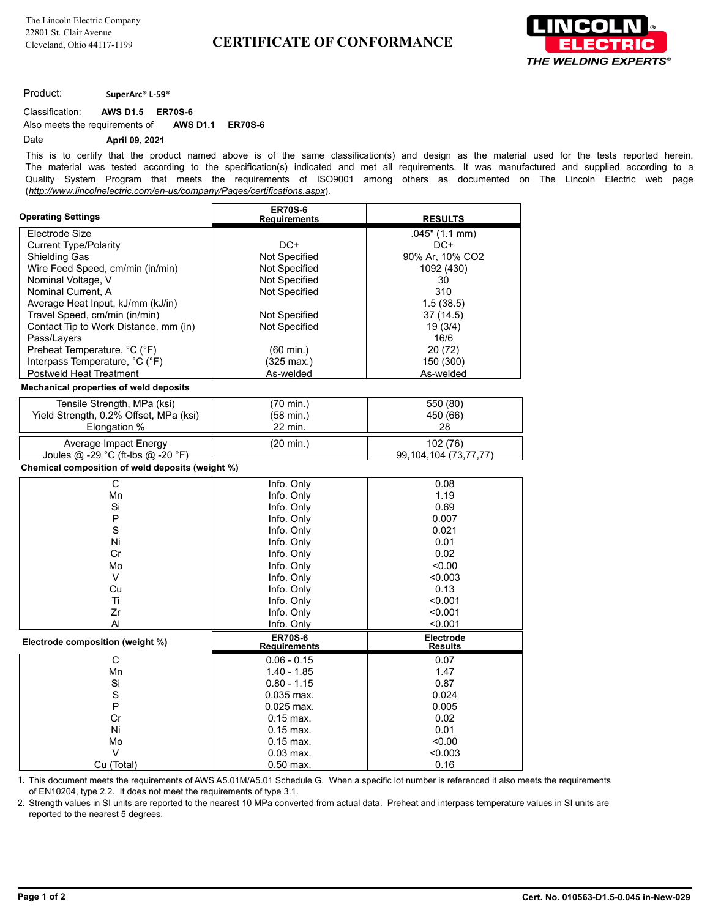The Lincoln Electric Company
22801 St. Clair Avenue
Cleveland, Ohio 44117-1199

# CERTIFICATE OF CONFORMANCE

LINCOLN ELECTRIC
*THE WELDING EXPERTS®*

Product: **SuperArc® L-59®**

Classification: **AWS D1.5 ER70S-6**

Also meets the requirements of **AWS D1.1 ER70S-6**

Date **April 09, 2021**

This is to certify that the product named above is of the same classification(s) and design as the material used for the tests reported herein. The material was tested according to the specification(s) indicated and met all requirements. It was manufactured and supplied according to a Quality System Program that meets the requirements of ISO9001 among others as documented on The Lincoln Electric web page (*http://www.lincolnelectric.com/en-us/company/Pages/certifications.aspx*).

| Operating Settings | ER70S-6 Requirements | RESULTS |
|---|---|---|
| Electrode Size | | .045" (1.1 mm) |
| Current Type/Polarity | DC+ | DC+ |
| Shielding Gas | Not Specified | 90% Ar, 10% $CO_2$ |
| Wire Feed Speed, cm/min (in/min) | Not Specified | 1092 (430) |
| Nominal Voltage, V | Not Specified | 30 |
| Nominal Current, A | Not Specified | 310 |
| Average Heat Input, kJ/mm (kJ/in) | | 1.5 (38.5) |
| Travel Speed, cm/min (in/min) | Not Specified | 37 (14.5) |
| Contact Tip to Work Distance, mm (in) | Not Specified | 19 (3/4) |
| Pass/Layers | | 16/6 |
| Preheat Temperature, °C (°F) | (60 min.) | 20 (72) |
| Interpass Temperature, °C (°F) | (325 max.) | 150 (300) |
| Postweld Heat Treatment | As-welded | As-welded |

**Mechanical properties of weld deposits**

| Property | Requirements | Results |
|---|---|---|
| Tensile Strength, MPa (ksi) | (70 min.) | 550 (80) |
| Yield Strength, 0.2% Offset, MPa (ksi) | (58 min.) | 450 (66) |
| Elongation % | 22 min. | 28 |
| Average Impact Energy Joules @ -29 °C (ft-lbs @ -20 °F) | (20 min.) | 102 (76) 99,104,104 (73,77,77) |

**Chemical composition of weld deposits (weight %)**

| Element | Requirements | Results |
|---|---|---|
| C | Info. Only | 0.08 |
| Mn | Info. Only | 1.19 |
| Si | Info. Only | 0.69 |
| P | Info. Only | 0.007 |
| S | Info. Only | 0.021 |
| Ni | Info. Only | 0.01 |
| Cr | Info. Only | 0.02 |
| Mo | Info. Only | <0.00 |
| V | Info. Only | <0.003 |
| Cu | Info. Only | 0.13 |
| Ti | Info. Only | <0.001 |
| Zr | Info. Only | <0.001 |
| Al | Info. Only | <0.001 |

| Electrode composition (weight %) | ER70S-6 Requirements | Electrode Results |
|---|---|---|
| C | 0.06 - 0.15 | 0.07 |
| Mn | 1.40 - 1.85 | 1.47 |
| Si | 0.80 - 1.15 | 0.87 |
| S | 0.035 max. | 0.024 |
| P | 0.025 max. | 0.005 |
| Cr | 0.15 max. | 0.02 |
| Ni | 0.15 max. | 0.01 |
| Mo | 0.15 max. | <0.00 |
| V | 0.03 max. | <0.003 |
| Cu (Total) | 0.50 max. | 0.16 |

1. This document meets the requirements of AWS A5.01M/A5.01 Schedule G. When a specific lot number is referenced it also meets the requirements of EN10204, type 2.2. It does not meet the requirements of type 3.1.
2. Strength values in SI units are reported to the nearest 10 MPa converted from actual data. Preheat and interpass temperature values in SI units are reported to the nearest 5 degrees.

Cert. No. 010563-D1.5-0.045 in-New-029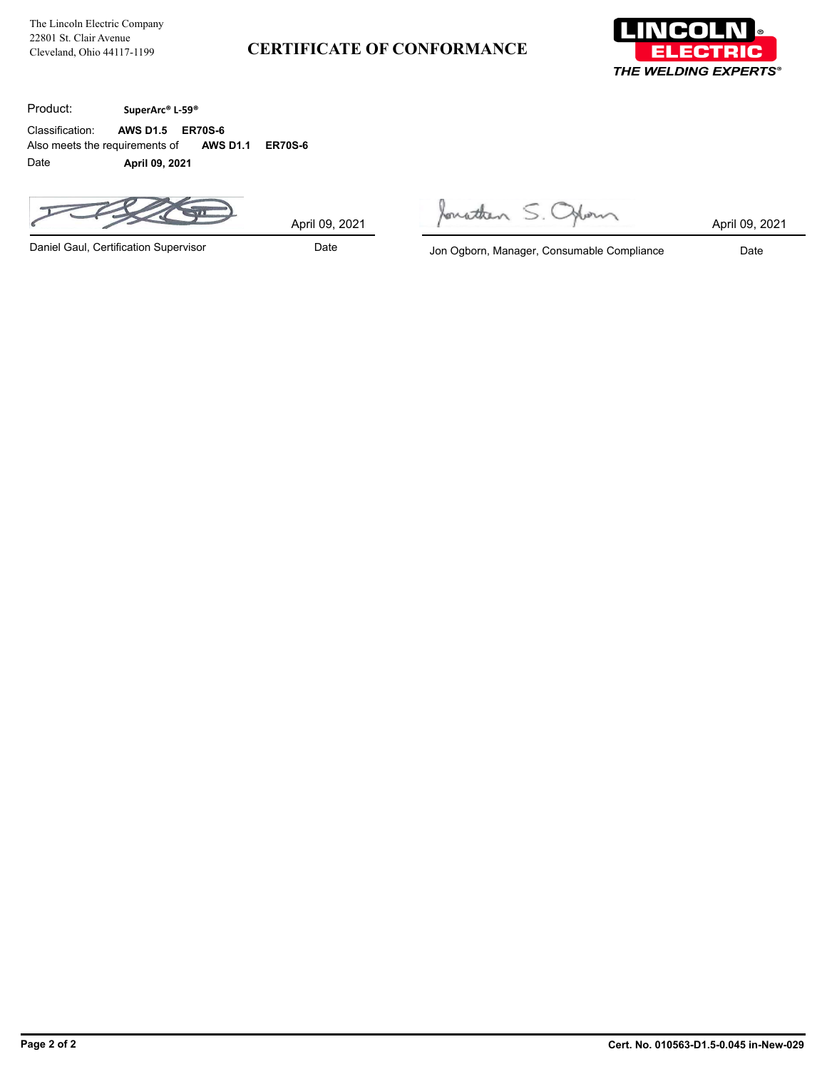The Lincoln Electric Company
22801 St. Clair Avenue
Cleveland, Ohio 44117-1199

# CERTIFICATE OF CONFORMANCE

LINCOLN ELECTRIC
THE WELDING EXPERTS®

Product: **SuperArc® L-59®**

Classification: **AWS D1.5 ER70S-6**

Also meets the requirements of **AWS D1.1 ER70S-6**

Date **April 09, 2021**

| | | | |
|---|---|---|---|
| | April 09, 2021 | | April 09, 2021 |
| Daniel Gaul, Certification Supervisor | Date | Jon Ogborn, Manager, Consumable Compliance | Date |

Cert. No. 010563-D1.5-0.045 in-New-029